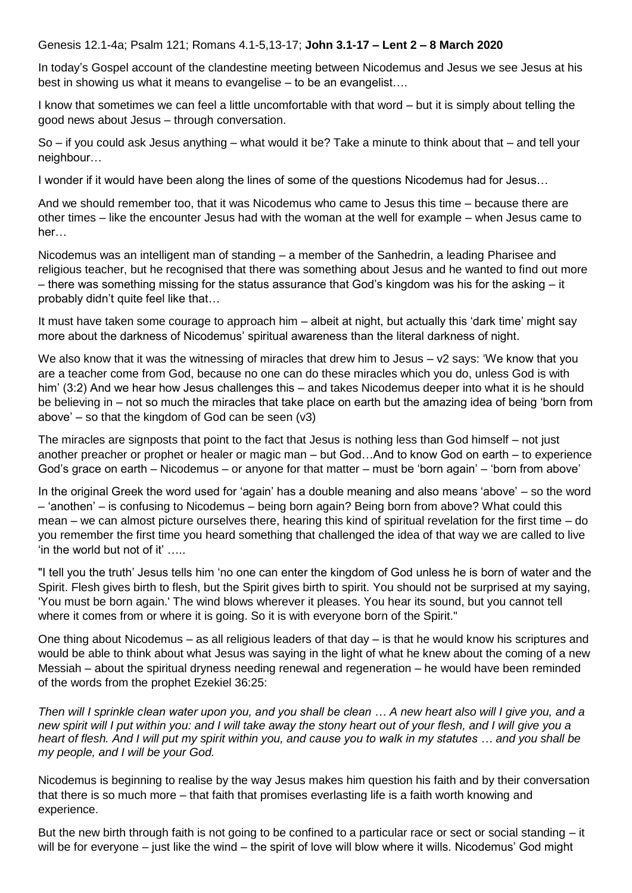Genesis 12.1-4a; Psalm 121; Romans 4.1-5,13-17; **John 3.1-17 – Lent 2 – 8 March 2020**

In today's Gospel account of the clandestine meeting between Nicodemus and Jesus we see Jesus at his best in showing us what it means to evangelise – to be an evangelist….

I know that sometimes we can feel a little uncomfortable with that word – but it is simply about telling the good news about Jesus – through conversation.

So – if you could ask Jesus anything – what would it be? Take a minute to think about that – and tell your neighbour…

I wonder if it would have been along the lines of some of the questions Nicodemus had for Jesus…

And we should remember too, that it was Nicodemus who came to Jesus this time – because there are other times – like the encounter Jesus had with the woman at the well for example – when Jesus came to her…

Nicodemus was an intelligent man of standing – a member of the Sanhedrin, a leading Pharisee and religious teacher, but he recognised that there was something about Jesus and he wanted to find out more – there was something missing for the status assurance that God's kingdom was his for the asking – it probably didn't quite feel like that…

It must have taken some courage to approach him – albeit at night, but actually this 'dark time' might say more about the darkness of Nicodemus' spiritual awareness than the literal darkness of night.

We also know that it was the witnessing of miracles that drew him to Jesus – v2 says: 'We know that you are a teacher come from God, because no one can do these miracles which you do, unless God is with him' (3:2) And we hear how Jesus challenges this – and takes Nicodemus deeper into what it is he should be believing in – not so much the miracles that take place on earth but the amazing idea of being 'born from above' – so that the kingdom of God can be seen (v3)

The miracles are signposts that point to the fact that Jesus is nothing less than God himself – not just another preacher or prophet or healer or magic man – but God…And to know God on earth – to experience God's grace on earth – Nicodemus – or anyone for that matter – must be 'born again' – 'born from above'

In the original Greek the word used for 'again' has a double meaning and also means 'above' – so the word – 'anothen' – is confusing to Nicodemus – being born again? Being born from above? What could this mean – we can almost picture ourselves there, hearing this kind of spiritual revelation for the first time – do you remember the first time you heard something that challenged the idea of that way we are called to live 'in the world but not of it' …..

"I tell you the truth' Jesus tells him 'no one can enter the kingdom of God unless he is born of water and the Spirit. Flesh gives birth to flesh, but the Spirit gives birth to spirit. You should not be surprised at my saying, 'You must be born again.' The wind blows wherever it pleases. You hear its sound, but you cannot tell where it comes from or where it is going. So it is with everyone born of the Spirit."

One thing about Nicodemus – as all religious leaders of that day – is that he would know his scriptures and would be able to think about what Jesus was saying in the light of what he knew about the coming of a new Messiah – about the spiritual dryness needing renewal and regeneration – he would have been reminded of the words from the prophet Ezekiel 36:25:

*Then will I sprinkle clean water upon you, and you shall be clean … A new heart also will I give you, and a new spirit will I put within you: and I will take away the stony heart out of your flesh, and I will give you a heart of flesh. And I will put my spirit within you, and cause you to walk in my statutes … and you shall be my people, and I will be your God.*

Nicodemus is beginning to realise by the way Jesus makes him question his faith and by their conversation that there is so much more – that faith that promises everlasting life is a faith worth knowing and experience.

But the new birth through faith is not going to be confined to a particular race or sect or social standing – it will be for everyone – just like the wind – the spirit of love will blow where it wills. Nicodemus' God might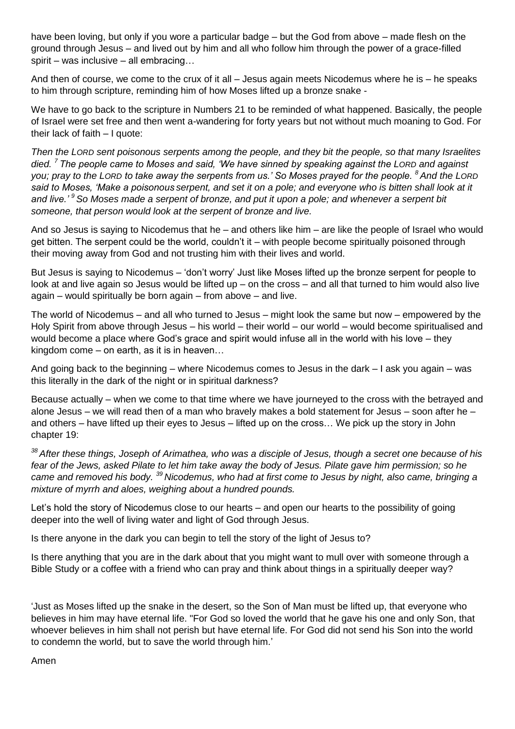have been loving, but only if you wore a particular badge – but the God from above – made flesh on the ground through Jesus – and lived out by him and all who follow him through the power of a grace-filled spirit – was inclusive – all embracing…

And then of course, we come to the crux of it all – Jesus again meets Nicodemus where he is – he speaks to him through scripture, reminding him of how Moses lifted up a bronze snake -

We have to go back to the scripture in Numbers 21 to be reminded of what happened. Basically, the people of Israel were set free and then went a-wandering for forty years but not without much moaning to God. For their lack of faith – I quote:

*Then the LORD sent poisonous serpents among the people, and they bit the people, so that many Israelites died. [7] The people came to Moses and said, 'We have sinned by speaking against the LORD and against you; pray to the LORD to take away the serpents from us.' So Moses prayed for the people. [8] And the LORD said to Moses, 'Make a poisonous serpent, and set it on a pole; and everyone who is bitten shall look at it and live.' [9] So Moses made a serpent of bronze, and put it upon a pole; and whenever a serpent bit someone, that person would look at the serpent of bronze and live.*

And so Jesus is saying to Nicodemus that he – and others like him – are like the people of Israel who would get bitten. The serpent could be the world, couldn't it – with people become spiritually poisoned through their moving away from God and not trusting him with their lives and world.

But Jesus is saying to Nicodemus – 'don't worry' Just like Moses lifted up the bronze serpent for people to look at and live again so Jesus would be lifted up – on the cross – and all that turned to him would also live again – would spiritually be born again – from above – and live.

The world of Nicodemus – and all who turned to Jesus – might look the same but now – empowered by the Holy Spirit from above through Jesus – his world – their world – our world – would become spiritualised and would become a place where God's grace and spirit would infuse all in the world with his love – they kingdom come – on earth, as it is in heaven…

And going back to the beginning – where Nicodemus comes to Jesus in the dark – I ask you again – was this literally in the dark of the night or in spiritual darkness?

Because actually – when we come to that time where we have journeyed to the cross with the betrayed and alone Jesus – we will read then of a man who bravely makes a bold statement for Jesus – soon after he – and others – have lifted up their eyes to Jesus – lifted up on the cross… We pick up the story in John chapter 19:

*[38] After these things, Joseph of Arimathea, who was a disciple of Jesus, though a secret one because of his fear of the Jews, asked Pilate to let him take away the body of Jesus. Pilate gave him permission; so he came and removed his body. [39] Nicodemus, who had at first come to Jesus by night, also came, bringing a mixture of myrrh and aloes, weighing about a hundred pounds.*

Let's hold the story of Nicodemus close to our hearts – and open our hearts to the possibility of going deeper into the well of living water and light of God through Jesus.

Is there anyone in the dark you can begin to tell the story of the light of Jesus to?

Is there anything that you are in the dark about that you might want to mull over with someone through a Bible Study or a coffee with a friend who can pray and think about things in a spiritually deeper way?

'Just as Moses lifted up the snake in the desert, so the Son of Man must be lifted up, that everyone who believes in him may have eternal life. "For God so loved the world that he gave his one and only Son, that whoever believes in him shall not perish but have eternal life. For God did not send his Son into the world to condemn the world, but to save the world through him.'

Amen